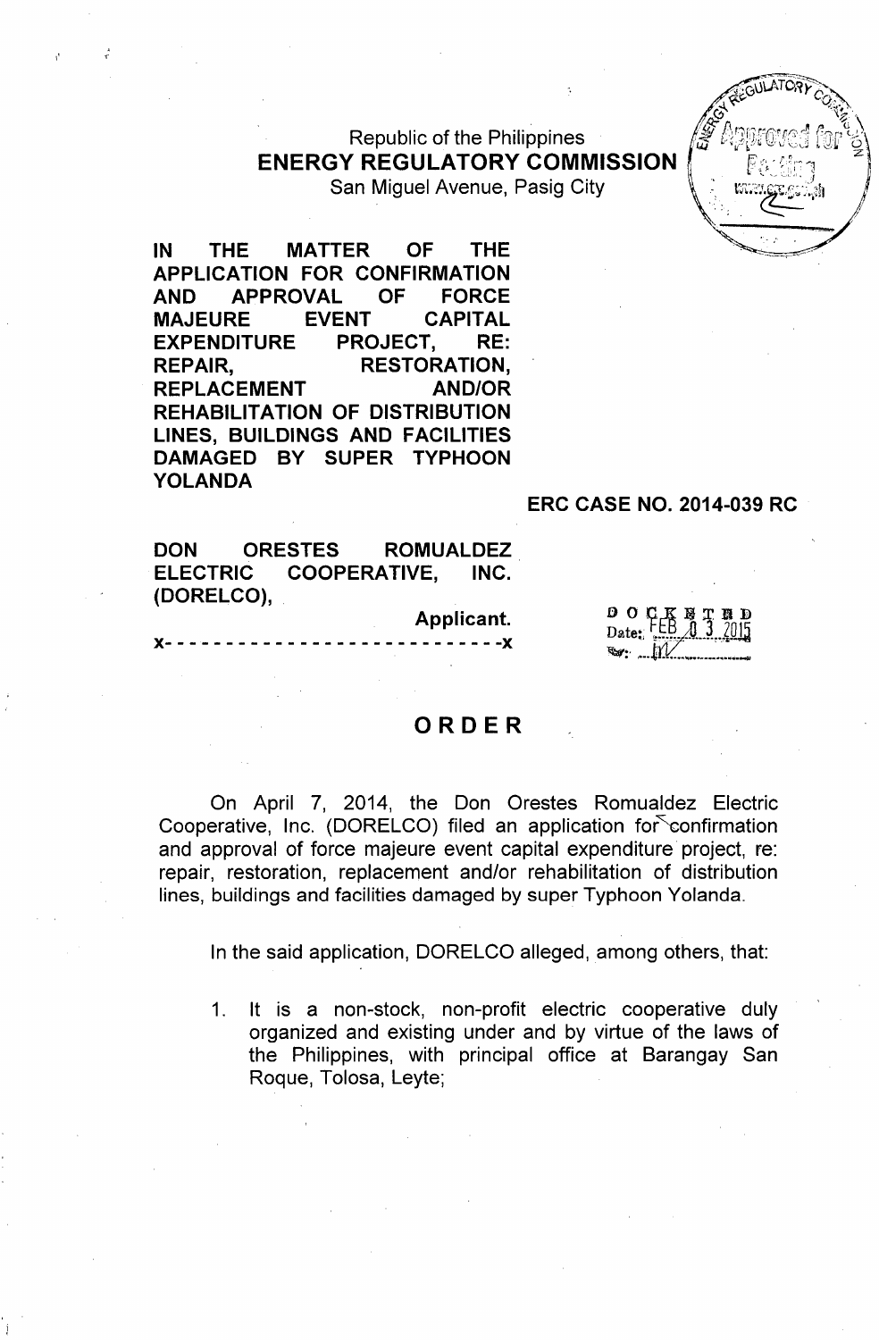Republic of the Philippines
**ENERGY REGULATORY COMMISSION**
San Miguel Avenue, Pasig City

**IN THE MATTER OF THE APPLICATION FOR CONFIRMATION AND APPROVAL OF FORCE MAJEURE EVENT CAPITAL EXPENDITURE PROJECT, RE: REPAIR, RESTORATION, REPLACEMENT AND/OR REHABILITATION OF DISTRIBUTION LINES, BUILDINGS AND FACILITIES DAMAGED BY SUPER TYPHOON YOLANDA**

**ERC CASE NO. 2014-039 RC**

**DON ORESTES ROMUALDEZ ELECTRIC COOPERATIVE, INC. (DORELCO),**

**Applicant.**

x- - - - - - - - - - - - - - - - - - - - - - - - - - - -x

DOCKETED
Date: FEB 03 2015

# ORDER

On April 7, 2014, the Don Orestes Romualdez Electric Cooperative, Inc. (DORELCO) filed an application for confirmation and approval of force majeure event capital expenditure project, re: repair, restoration, replacement and/or rehabilitation of distribution lines, buildings and facilities damaged by super Typhoon Yolanda.

In the said application, DORELCO alleged, among others, that:

1. It is a non-stock, non-profit electric cooperative duly organized and existing under and by virtue of the laws of the Philippines, with principal office at Barangay San Roque, Tolosa, Leyte;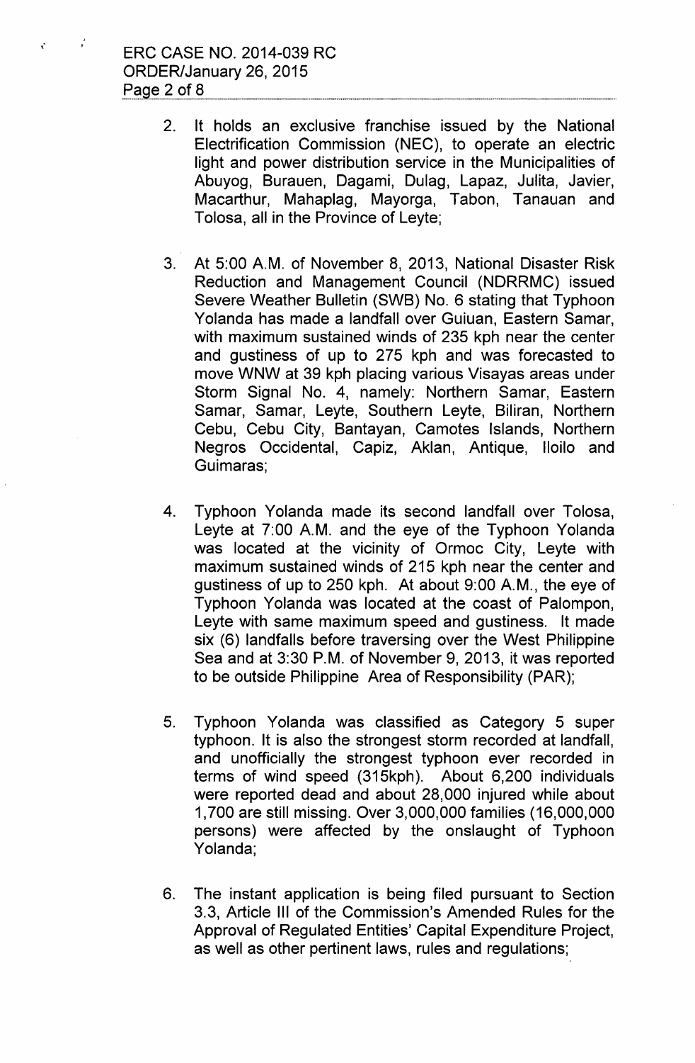2. It holds an exclusive franchise issued by the National Electrification Commission (NEC), to operate an electric light and power distribution service in the Municipalities of Abuyog, Burauen, Dagami, Dulag, Lapaz, Julita, Javier, Macarthur, Mahaplag, Mayorga, Tabon, Tanauan and Tolosa, all in the Province of Leyte;

3. At 5:00 A.M. of November 8, 2013, National Disaster Risk Reduction and Management Council (NDRRMC) issued Severe Weather Bulletin (SWB) No. 6 stating that Typhoon Yolanda has made a landfall over Guiuan, Eastern Samar, with maximum sustained winds of 235 kph near the center and gustiness of up to 275 kph and was forecasted to move WNW at 39 kph placing various Visayas areas under Storm Signal No. 4, namely: Northern Samar, Eastern Samar, Samar, Leyte, Southern Leyte, Biliran, Northern Cebu, Cebu City, Bantayan, Camotes Islands, Northern Negros Occidental, Capiz, Aklan, Antique, Iloilo and Guimaras;

4. Typhoon Yolanda made its second landfall over Tolosa, Leyte at 7:00 A.M. and the eye of the Typhoon Yolanda was located at the vicinity of Ormoc City, Leyte with maximum sustained winds of 215 kph near the center and gustiness of up to 250 kph. At about 9:00 A.M., the eye of Typhoon Yolanda was located at the coast of Palompon, Leyte with same maximum speed and gustiness. It made six (6) landfalls before traversing over the West Philippine Sea and at 3:30 P.M. of November 9, 2013, it was reported to be outside Philippine Area of Responsibility (PAR);

5. Typhoon Yolanda was classified as Category 5 super typhoon. It is also the strongest storm recorded at landfall, and unofficially the strongest typhoon ever recorded in terms of wind speed (315kph). About 6,200 individuals were reported dead and about 28,000 injured while about 1,700 are still missing. Over 3,000,000 families (16,000,000 persons) were affected by the onslaught of Typhoon Yolanda;

6. The instant application is being filed pursuant to Section 3.3, Article III of the Commission's Amended Rules for the Approval of Regulated Entities' Capital Expenditure Project, as well as other pertinent laws, rules and regulations;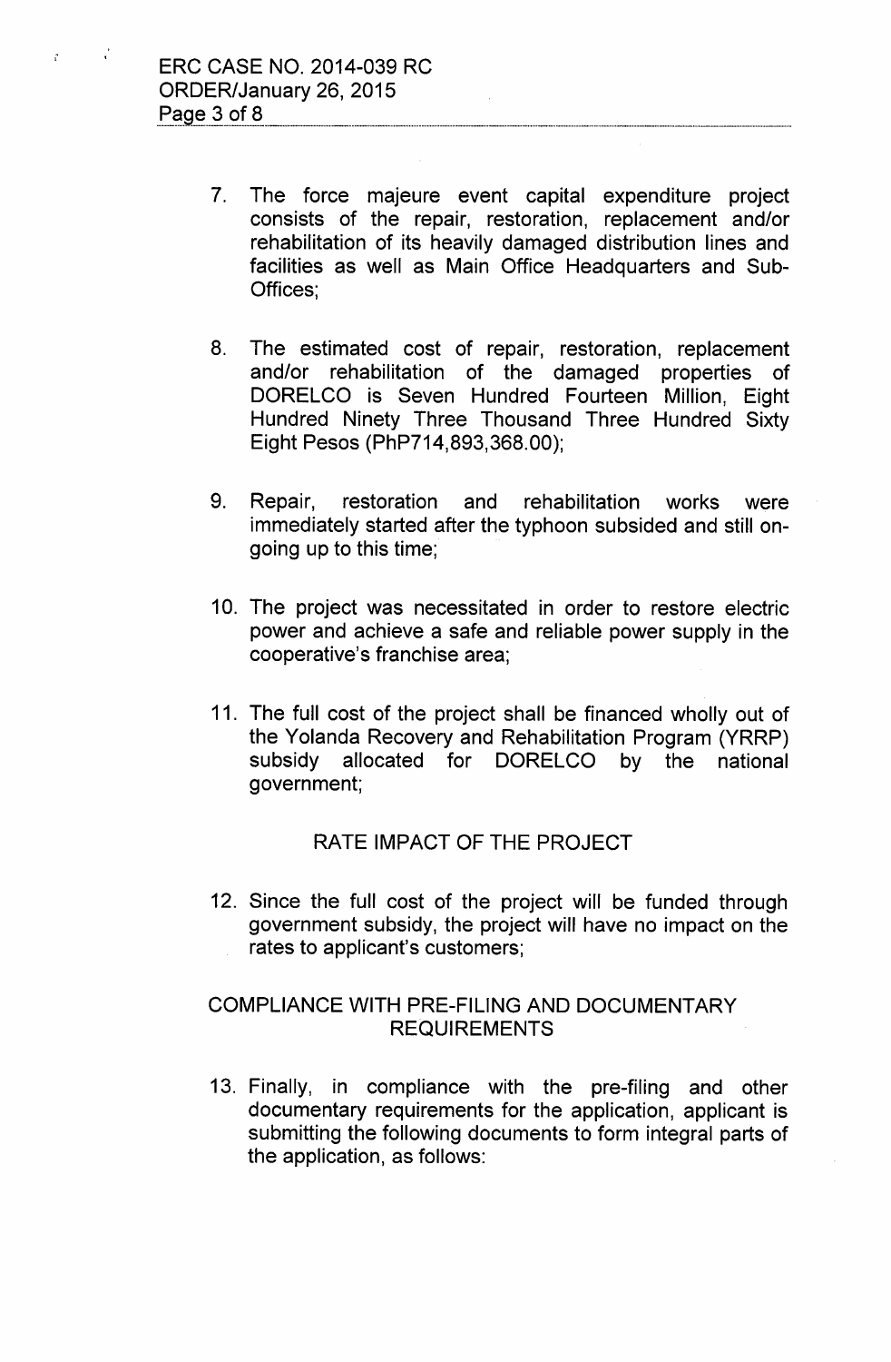7. The force majeure event capital expenditure project consists of the repair, restoration, replacement and/or rehabilitation of its heavily damaged distribution lines and facilities as well as Main Office Headquarters and Sub-Offices;

8. The estimated cost of repair, restoration, replacement and/or rehabilitation of the damaged properties of DORELCO is Seven Hundred Fourteen Million, Eight Hundred Ninety Three Thousand Three Hundred Sixty Eight Pesos (PhP714,893,368.00);

9. Repair, restoration and rehabilitation works were immediately started after the typhoon subsided and still on-going up to this time;

10. The project was necessitated in order to restore electric power and achieve a safe and reliable power supply in the cooperative's franchise area;

11. The full cost of the project shall be financed wholly out of the Yolanda Recovery and Rehabilitation Program (YRRP) subsidy allocated for DORELCO by the national government;

## RATE IMPACT OF THE PROJECT

12. Since the full cost of the project will be funded through government subsidy, the project will have no impact on the rates to applicant's customers;

## COMPLIANCE WITH PRE-FILING AND DOCUMENTARY REQUIREMENTS

13. Finally, in compliance with the pre-filing and other documentary requirements for the application, applicant is submitting the following documents to form integral parts of the application, as follows: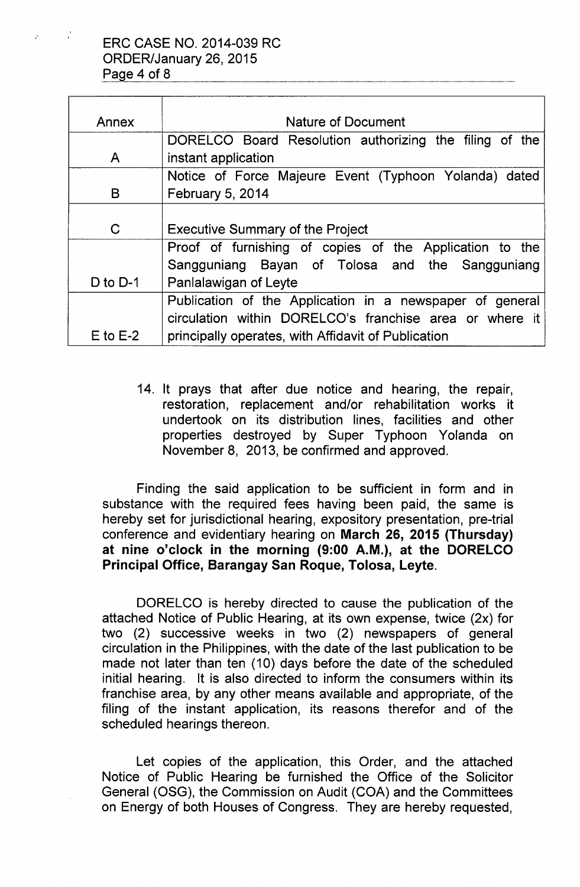| Annex | Nature of Document |
|---|---|
| A | DORELCO Board Resolution authorizing the filing of the instant application |
| B | Notice of Force Majeure Event (Typhoon Yolanda) dated February 5, 2014 |
| C | Executive Summary of the Project |
| D to D-1 | Proof of furnishing of copies of the Application to the Sangguniang Bayan of Tolosa and the Sangguniang Panlalawigan of Leyte |
| E to E-2 | Publication of the Application in a newspaper of general circulation within DORELCO's franchise area or where it principally operates, with Affidavit of Publication |

14. It prays that after due notice and hearing, the repair, restoration, replacement and/or rehabilitation works it undertook on its distribution lines, facilities and other properties destroyed by Super Typhoon Yolanda on November 8, 2013, be confirmed and approved.

Finding the said application to be sufficient in form and in substance with the required fees having been paid, the same is hereby set for jurisdictional hearing, expository presentation, pre-trial conference and evidentiary hearing on **March 26, 2015 (Thursday) at nine o'clock in the morning (9:00 A.M.), at the DORELCO Principal Office, Barangay San Roque, Tolosa, Leyte.**

DORELCO is hereby directed to cause the publication of the attached Notice of Public Hearing, at its own expense, twice (2x) for two (2) successive weeks in two (2) newspapers of general circulation in the Philippines, with the date of the last publication to be made not later than ten (10) days before the date of the scheduled initial hearing. It is also directed to inform the consumers within its franchise area, by any other means available and appropriate, of the filing of the instant application, its reasons therefor and of the scheduled hearings thereon.

Let copies of the application, this Order, and the attached Notice of Public Hearing be furnished the Office of the Solicitor General (OSG), the Commission on Audit (COA) and the Committees on Energy of both Houses of Congress. They are hereby requested,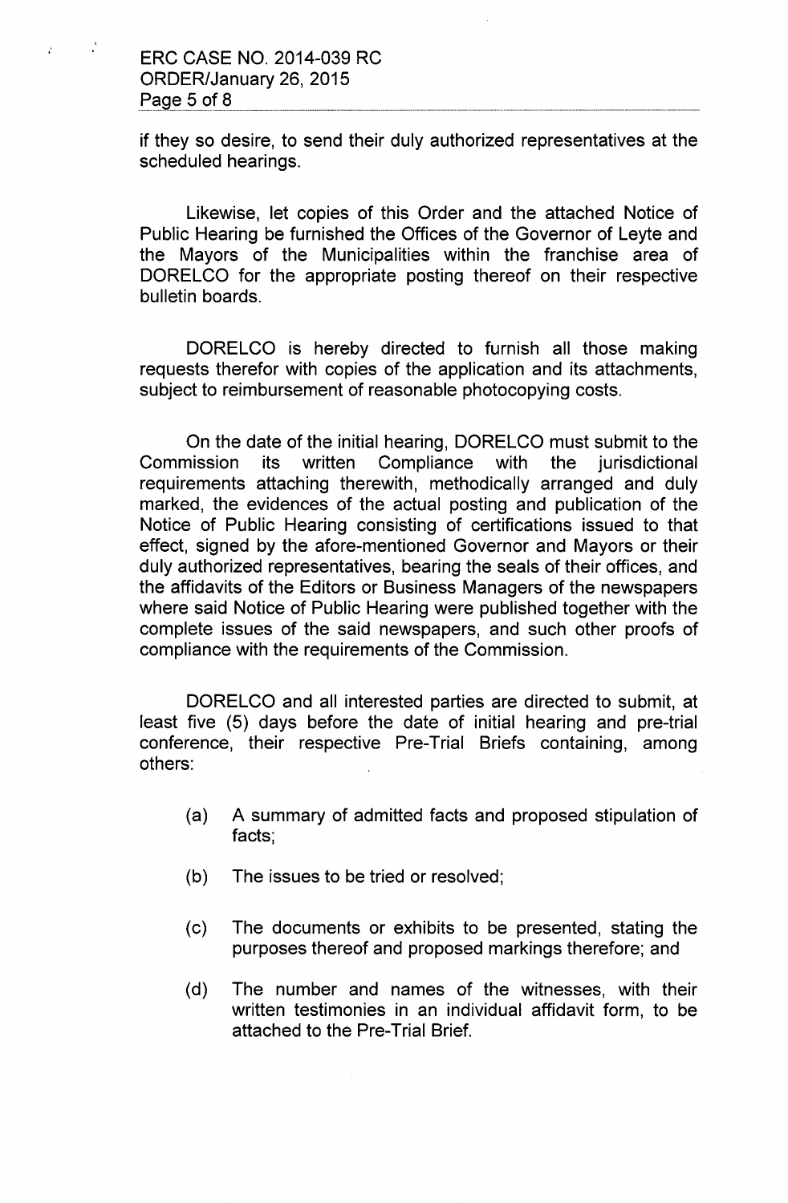if they so desire, to send their duly authorized representatives at the scheduled hearings.

Likewise, let copies of this Order and the attached Notice of Public Hearing be furnished the Offices of the Governor of Leyte and the Mayors of the Municipalities within the franchise area of DORELCO for the appropriate posting thereof on their respective bulletin boards.

DORELCO is hereby directed to furnish all those making requests therefor with copies of the application and its attachments, subject to reimbursement of reasonable photocopying costs.

On the date of the initial hearing, DORELCO must submit to the Commission its written Compliance with the jurisdictional requirements attaching therewith, methodically arranged and duly marked, the evidences of the actual posting and publication of the Notice of Public Hearing consisting of certifications issued to that effect, signed by the afore-mentioned Governor and Mayors or their duly authorized representatives, bearing the seals of their offices, and the affidavits of the Editors or Business Managers of the newspapers where said Notice of Public Hearing were published together with the complete issues of the said newspapers, and such other proofs of compliance with the requirements of the Commission.

DORELCO and all interested parties are directed to submit, at least five (5) days before the date of initial hearing and pre-trial conference, their respective Pre-Trial Briefs containing, among others:

(a) A summary of admitted facts and proposed stipulation of facts;

(b) The issues to be tried or resolved;

(c) The documents or exhibits to be presented, stating the purposes thereof and proposed markings therefore; and

(d) The number and names of the witnesses, with their written testimonies in an individual affidavit form, to be attached to the Pre-Trial Brief.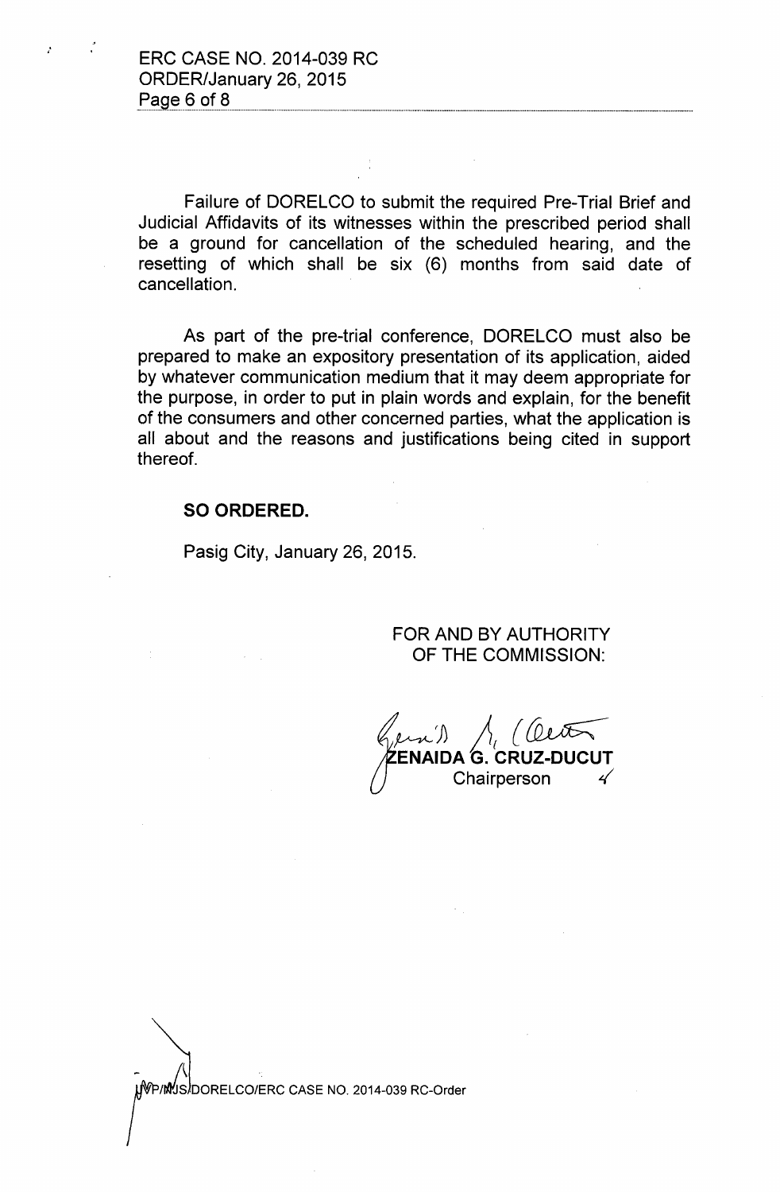Failure of DORELCO to submit the required Pre-Trial Brief and Judicial Affidavits of its witnesses within the prescribed period shall be a ground for cancellation of the scheduled hearing, and the resetting of which shall be six (6) months from said date of cancellation.

As part of the pre-trial conference, DORELCO must also be prepared to make an expository presentation of its application, aided by whatever communication medium that it may deem appropriate for the purpose, in order to put in plain words and explain, for the benefit of the consumers and other concerned parties, what the application is all about and the reasons and justifications being cited in support thereof.

**SO ORDERED.**

Pasig City, January 26, 2015.

FOR AND BY AUTHORITY
OF THE COMMISSION:

**ZENAIDA G. CRUZ-DUCUT**
Chairperson

LWP/MJS/DORELCO/ERC CASE NO. 2014-039 RC-Order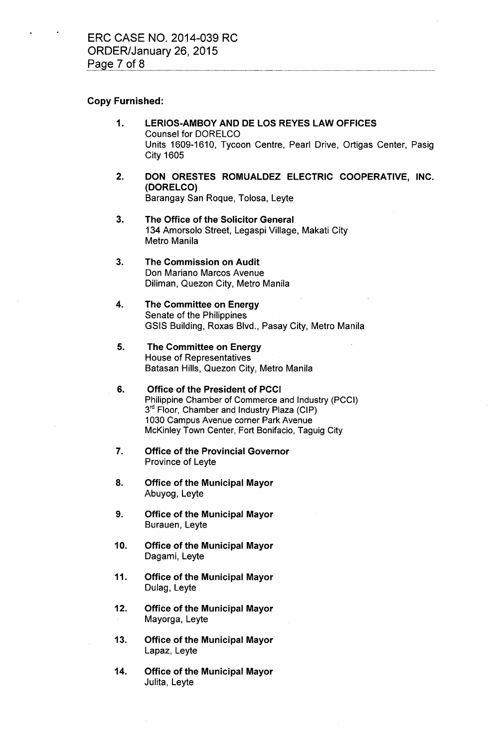**Copy Furnished:**

1. **LERIOS-AMBOY AND DE LOS REYES LAW OFFICES**
   Counsel for DORELCO
   Units 1609-1610, Tycoon Centre, Pearl Drive, Ortigas Center, Pasig City 1605

2. **DON ORESTES ROMUALDEZ ELECTRIC COOPERATIVE, INC. (DORELCO)**
   Barangay San Roque, Tolosa, Leyte

3. **The Office of the Solicitor General**
   134 Amorsolo Street, Legaspi Village, Makati City
   Metro Manila

3. **The Commission on Audit**
   Don Mariano Marcos Avenue
   Diliman, Quezon City, Metro Manila

4. **The Committee on Energy**
   Senate of the Philippines
   GSIS Building, Roxas Blvd., Pasay City, Metro Manila

5. **The Committee on Energy**
   House of Representatives
   Batasan Hills, Quezon City, Metro Manila

6. **Office of the President of PCCI**
   Philippine Chamber of Commerce and Industry (PCCI)
   3rd Floor, Chamber and Industry Plaza (CIP)
   1030 Campus Avenue corner Park Avenue
   McKinley Town Center, Fort Bonifacio, Taguig City

7. **Office of the Provincial Governor**
   Province of Leyte

8. **Office of the Municipal Mayor**
   Abuyog, Leyte

9. **Office of the Municipal Mayor**
   Burauen, Leyte

10. **Office of the Municipal Mayor**
    Dagami, Leyte

11. **Office of the Municipal Mayor**
    Dulag, Leyte

12. **Office of the Municipal Mayor**
    Mayorga, Leyte

13. **Office of the Municipal Mayor**
    Lapaz, Leyte

14. **Office of the Municipal Mayor**
    Julita, Leyte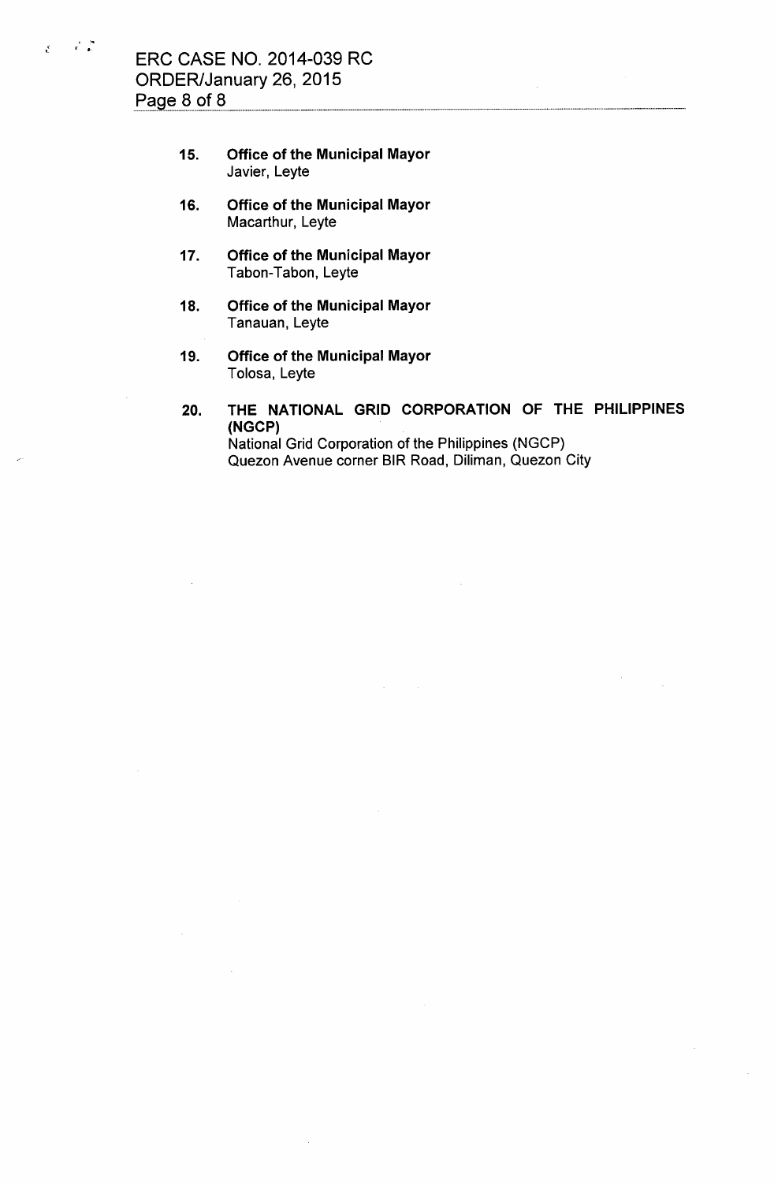15. **Office of the Municipal Mayor**
    Javier, Leyte

16. **Office of the Municipal Mayor**
    Macarthur, Leyte

17. **Office of the Municipal Mayor**
    Tabon-Tabon, Leyte

18. **Office of the Municipal Mayor**
    Tanauan, Leyte

19. **Office of the Municipal Mayor**
    Tolosa, Leyte

20. **THE NATIONAL GRID CORPORATION OF THE PHILIPPINES (NGCP)**
    National Grid Corporation of the Philippines (NGCP)
    Quezon Avenue corner BIR Road, Diliman, Quezon City